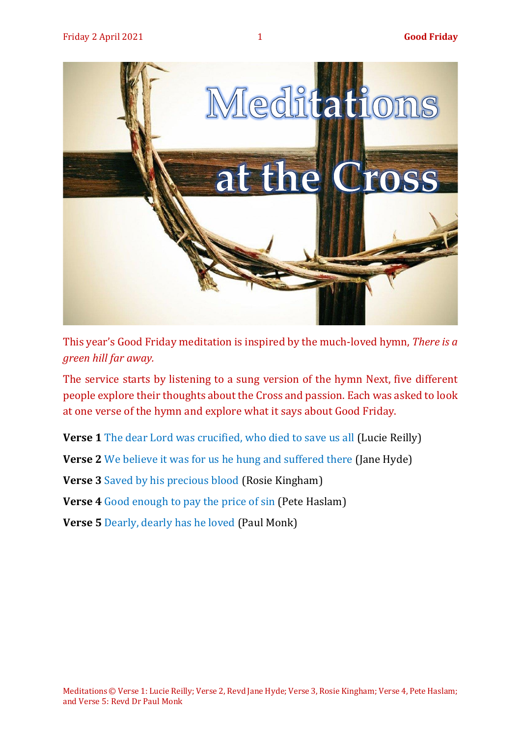# Meditations at the Cross

This year's Good Friday meditation is inspired by the much-loved hymn, *There is a green hill far away.*

The service starts by listening to a sung version of the hymn Next, five different people explore their thoughts about the Cross and passion. Each was asked to look at one verse of the hymn and explore what it says about Good Friday.

**Verse 1** The dear Lord was crucified, who died to save us all (Lucie Reilly)

**Verse 2** We believe it was for us he hung and suffered there (Jane Hyde)

**Verse 3** Saved by his precious blood (Rosie Kingham)

**Verse 4** Good enough to pay the price of sin (Pete Haslam)

**Verse 5** Dearly, dearly has he loved (Paul Monk)

Meditations © Verse 1: Lucie Reilly; Verse 2, Revd Jane Hyde; Verse 3, Rosie Kingham; Verse 4, Pete Haslam; and Verse 5: Revd Dr Paul Monk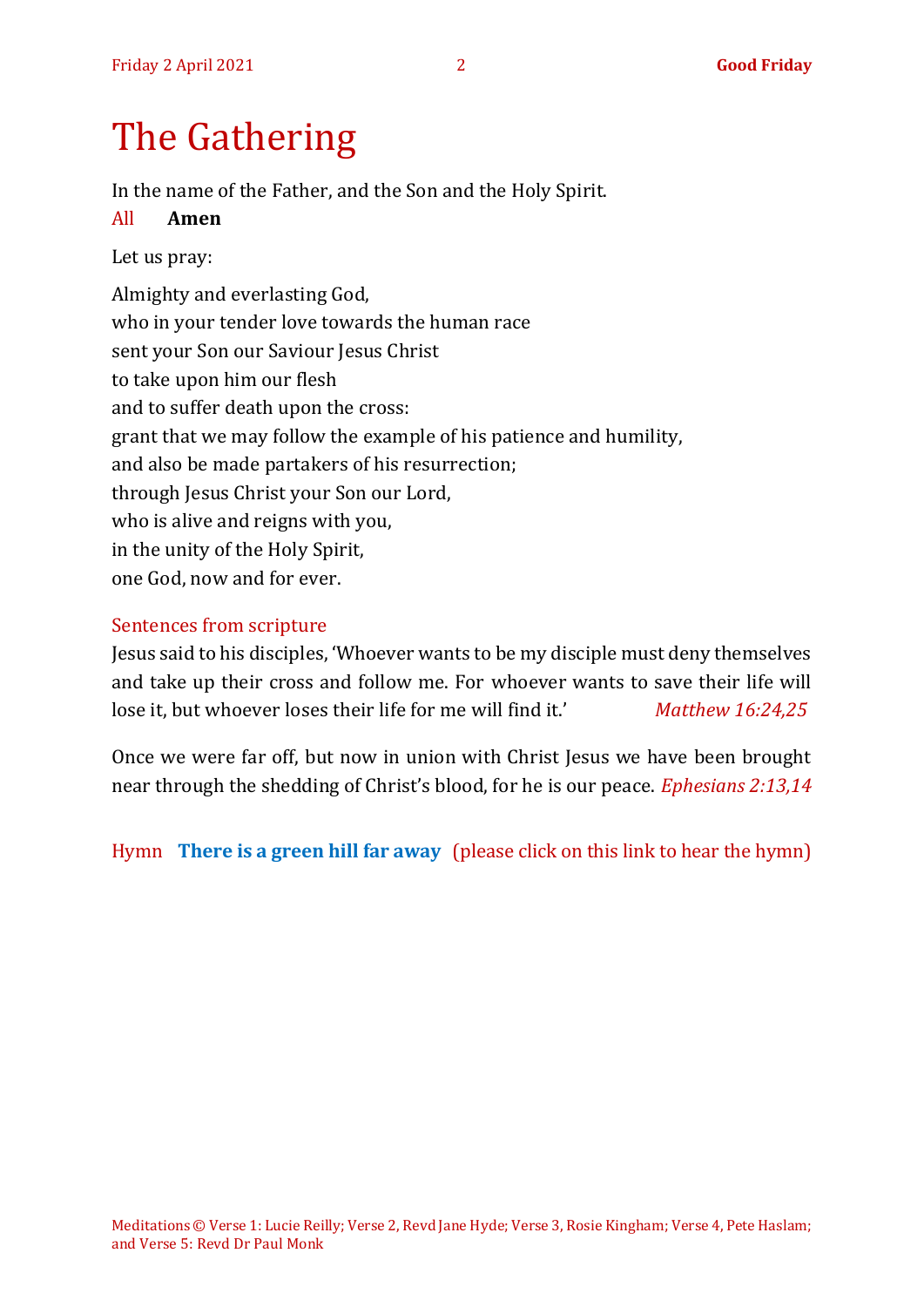# The Gathering

In the name of the Father, and the Son and the Holy Spirit.

All **Amen**

Let us pray:

Almighty and everlasting God,
who in your tender love towards the human race
sent your Son our Saviour Jesus Christ
to take upon him our flesh
and to suffer death upon the cross:
grant that we may follow the example of his patience and humility,
and also be made partakers of his resurrection;
through Jesus Christ your Son our Lord,
who is alive and reigns with you,
in the unity of the Holy Spirit,
one God, now and for ever.

Sentences from scripture

Jesus said to his disciples, 'Whoever wants to be my disciple must deny themselves and take up their cross and follow me. For whoever wants to save their life will lose it, but whoever loses their life for me will find it.' *Matthew 16:24,25*

Once we were far off, but now in union with Christ Jesus we have been brought near through the shedding of Christ's blood, for he is our peace. *Ephesians 2:13,14*

Hymn **There is a green hill far away** (please click on this link to hear the hymn)

Meditations © Verse 1: Lucie Reilly; Verse 2, Revd Jane Hyde; Verse 3, Rosie Kingham; Verse 4, Pete Haslam; and Verse 5: Revd Dr Paul Monk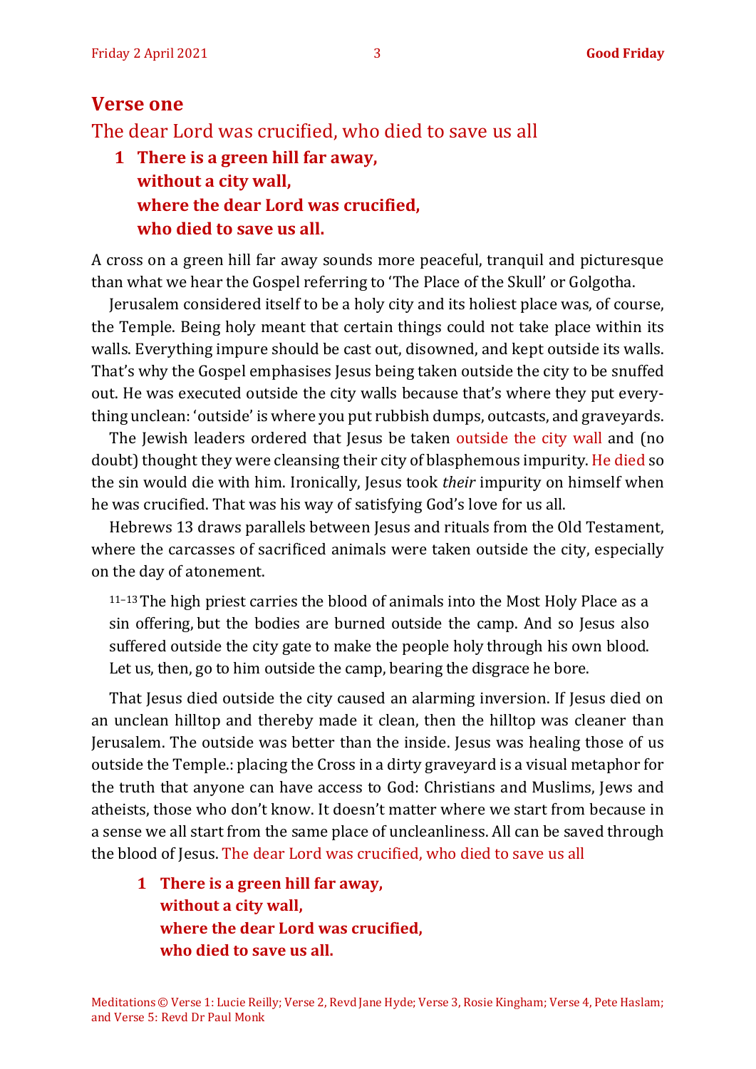## Verse one

The dear Lord was crucified, who died to save us all

**1 There is a green hill far away,**
**without a city wall,**
**where the dear Lord was crucified,**
**who died to save us all.**

A cross on a green hill far away sounds more peaceful, tranquil and picturesque than what we hear the Gospel referring to 'The Place of the Skull' or Golgotha.

Jerusalem considered itself to be a holy city and its holiest place was, of course, the Temple. Being holy meant that certain things could not take place within its walls. Everything impure should be cast out, disowned, and kept outside its walls. That's why the Gospel emphasises Jesus being taken outside the city to be snuffed out. He was executed outside the city walls because that's where they put everything unclean: 'outside' is where you put rubbish dumps, outcasts, and graveyards.

The Jewish leaders ordered that Jesus be taken outside the city wall and (no doubt) thought they were cleansing their city of blasphemous impurity. He died so the sin would die with him. Ironically, Jesus took *their* impurity on himself when he was crucified. That was his way of satisfying God's love for us all.

Hebrews 13 draws parallels between Jesus and rituals from the Old Testament, where the carcasses of sacrificed animals were taken outside the city, especially on the day of atonement.

> 11–13 The high priest carries the blood of animals into the Most Holy Place as a sin offering, but the bodies are burned outside the camp. And so Jesus also suffered outside the city gate to make the people holy through his own blood. Let us, then, go to him outside the camp, bearing the disgrace he bore.

That Jesus died outside the city caused an alarming inversion. If Jesus died on an unclean hilltop and thereby made it clean, then the hilltop was cleaner than Jerusalem. The outside was better than the inside. Jesus was healing those of us outside the Temple.: placing the Cross in a dirty graveyard is a visual metaphor for the truth that anyone can have access to God: Christians and Muslims, Jews and atheists, those who don't know. It doesn't matter where we start from because in a sense we all start from the same place of uncleanliness. All can be saved through the blood of Jesus. The dear Lord was crucified, who died to save us all

**1 There is a green hill far away,**
**without a city wall,**
**where the dear Lord was crucified,**
**who died to save us all.**

Meditations © Verse 1: Lucie Reilly; Verse 2, Revd Jane Hyde; Verse 3, Rosie Kingham; Verse 4, Pete Haslam; and Verse 5: Revd Dr Paul Monk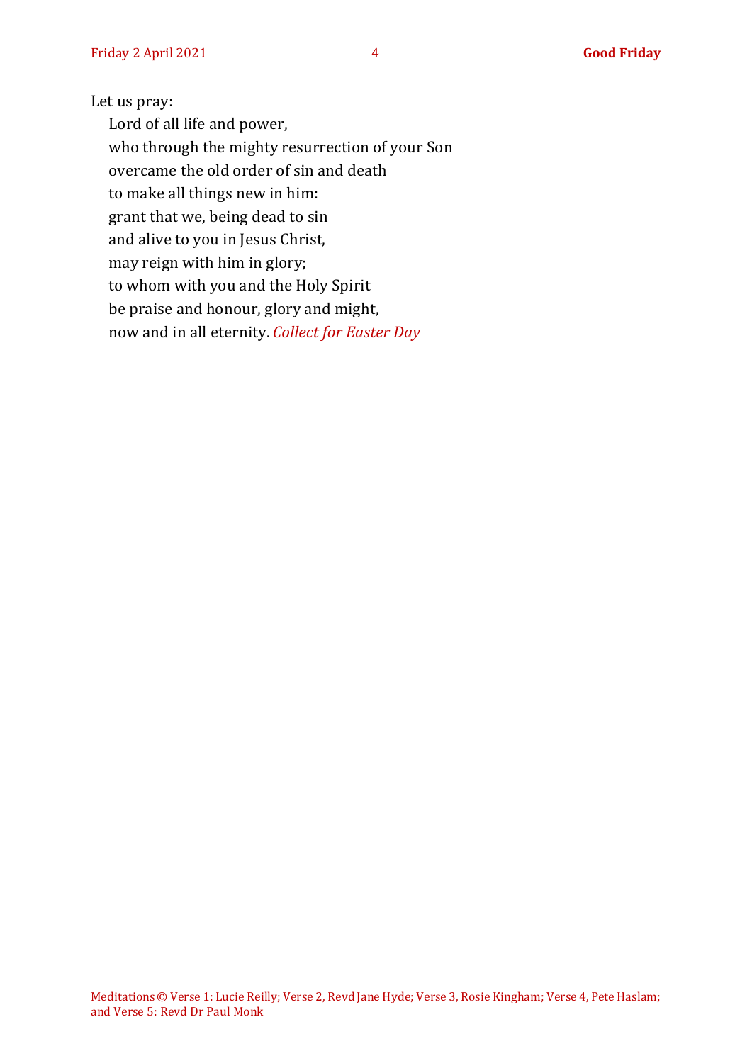Let us pray:

Lord of all life and power,
who through the mighty resurrection of your Son
overcame the old order of sin and death
to make all things new in him:
grant that we, being dead to sin
and alive to you in Jesus Christ,
may reign with him in glory;
to whom with you and the Holy Spirit
be praise and honour, glory and might,
now and in all eternity. *Collect for Easter Day*

Meditations © Verse 1: Lucie Reilly; Verse 2, Revd Jane Hyde; Verse 3, Rosie Kingham; Verse 4, Pete Haslam; and Verse 5: Revd Dr Paul Monk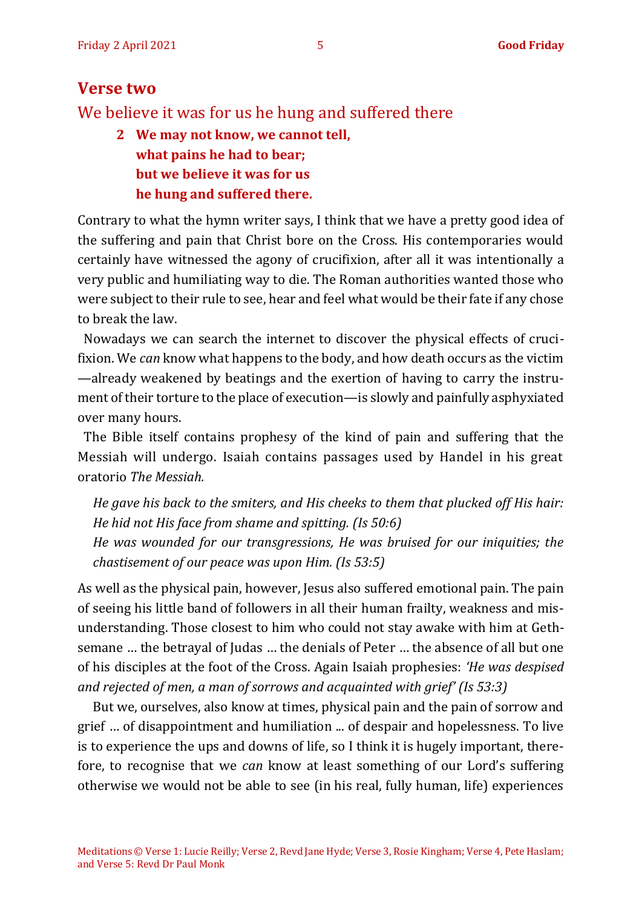## Verse two

### We believe it was for us he hung and suffered there

> **2 We may not know, we cannot tell,**
> **what pains he had to bear;**
> **but we believe it was for us**
> **he hung and suffered there.**

Contrary to what the hymn writer says, I think that we have a pretty good idea of the suffering and pain that Christ bore on the Cross. His contemporaries would certainly have witnessed the agony of crucifixion, after all it was intentionally a very public and humiliating way to die. The Roman authorities wanted those who were subject to their rule to see, hear and feel what would be their fate if any chose to break the law.

Nowadays we can search the internet to discover the physical effects of crucifixion. We *can* know what happens to the body, and how death occurs as the victim—already weakened by beatings and the exertion of having to carry the instrument of their torture to the place of execution—is slowly and painfully asphyxiated over many hours.

The Bible itself contains prophesy of the kind of pain and suffering that the Messiah will undergo. Isaiah contains passages used by Handel in his great oratorio *The Messiah.*

> *He gave his back to the smiters, and His cheeks to them that plucked off His hair: He hid not His face from shame and spitting. (Is 50:6)*
> *He was wounded for our transgressions, He was bruised for our iniquities; the chastisement of our peace was upon Him. (Is 53:5)*

As well as the physical pain, however, Jesus also suffered emotional pain. The pain of seeing his little band of followers in all their human frailty, weakness and misunderstanding. Those closest to him who could not stay awake with him at Gethsemane … the betrayal of Judas … the denials of Peter … the absence of all but one of his disciples at the foot of the Cross. Again Isaiah prophesies: *'He was despised and rejected of men, a man of sorrows and acquainted with grief' (Is 53:3)*

But we, ourselves, also know at times, physical pain and the pain of sorrow and grief … of disappointment and humiliation ... of despair and hopelessness. To live is to experience the ups and downs of life, so I think it is hugely important, therefore, to recognise that we *can* know at least something of our Lord's suffering otherwise we would not be able to see (in his real, fully human, life) experiences

Meditations © Verse 1: Lucie Reilly; Verse 2, Revd Jane Hyde; Verse 3, Rosie Kingham; Verse 4, Pete Haslam; and Verse 5: Revd Dr Paul Monk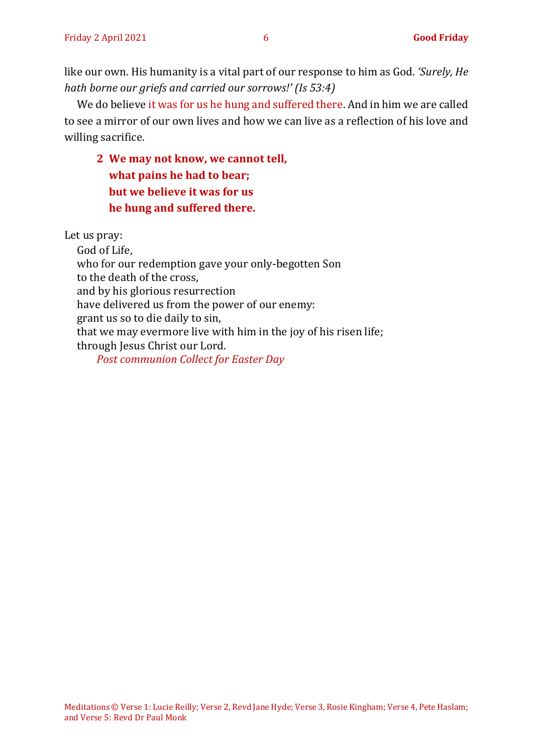like our own. His humanity is a vital part of our response to him as God. *'Surely, He hath borne our griefs and carried our sorrows!' (Is 53:4)*

We do believe it was for us he hung and suffered there. And in him we are called to see a mirror of our own lives and how we can live as a reflection of his love and willing sacrifice.

**2 We may not know, we cannot tell,**
**what pains he had to bear;**
**but we believe it was for us**
**he hung and suffered there.**

Let us pray:

God of Life,
who for our redemption gave your only-begotten Son
to the death of the cross,
and by his glorious resurrection
have delivered us from the power of our enemy:
grant us so to die daily to sin,
that we may evermore live with him in the joy of his risen life;
through Jesus Christ our Lord.

*Post communion Collect for Easter Day*

Meditations © Verse 1: Lucie Reilly; Verse 2, Revd Jane Hyde; Verse 3, Rosie Kingham; Verse 4, Pete Haslam; and Verse 5: Revd Dr Paul Monk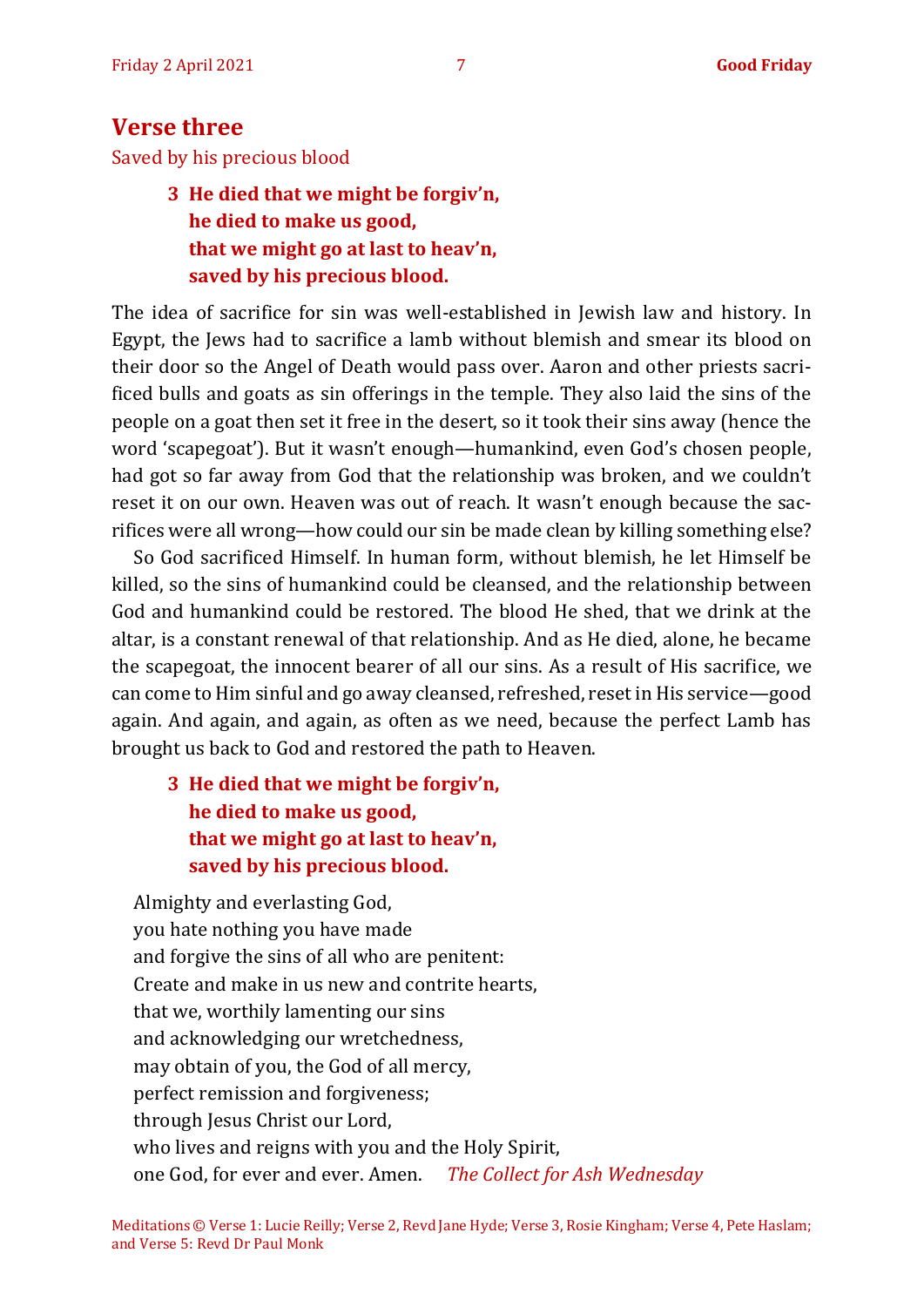## Verse three

Saved by his precious blood

> **3 He died that we might be forgiv'n,**
> **he died to make us good,**
> **that we might go at last to heav'n,**
> **saved by his precious blood.**

The idea of sacrifice for sin was well-established in Jewish law and history. In Egypt, the Jews had to sacrifice a lamb without blemish and smear its blood on their door so the Angel of Death would pass over. Aaron and other priests sacrificed bulls and goats as sin offerings in the temple. They also laid the sins of the people on a goat then set it free in the desert, so it took their sins away (hence the word 'scapegoat'). But it wasn't enough—humankind, even God's chosen people, had got so far away from God that the relationship was broken, and we couldn't reset it on our own. Heaven was out of reach. It wasn't enough because the sacrifices were all wrong—how could our sin be made clean by killing something else?

So God sacrificed Himself. In human form, without blemish, he let Himself be killed, so the sins of humankind could be cleansed, and the relationship between God and humankind could be restored. The blood He shed, that we drink at the altar, is a constant renewal of that relationship. And as He died, alone, he became the scapegoat, the innocent bearer of all our sins. As a result of His sacrifice, we can come to Him sinful and go away cleansed, refreshed, reset in His service—good again. And again, and again, as often as we need, because the perfect Lamb has brought us back to God and restored the path to Heaven.

> **3 He died that we might be forgiv'n,**
> **he died to make us good,**
> **that we might go at last to heav'n,**
> **saved by his precious blood.**

Almighty and everlasting God,
you hate nothing you have made
and forgive the sins of all who are penitent:
Create and make in us new and contrite hearts,
that we, worthily lamenting our sins
and acknowledging our wretchedness,
may obtain of you, the God of all mercy,
perfect remission and forgiveness;
through Jesus Christ our Lord,
who lives and reigns with you and the Holy Spirit,
one God, for ever and ever. Amen. *The Collect for Ash Wednesday*

Meditations © Verse 1: Lucie Reilly; Verse 2, Revd Jane Hyde; Verse 3, Rosie Kingham; Verse 4, Pete Haslam; and Verse 5: Revd Dr Paul Monk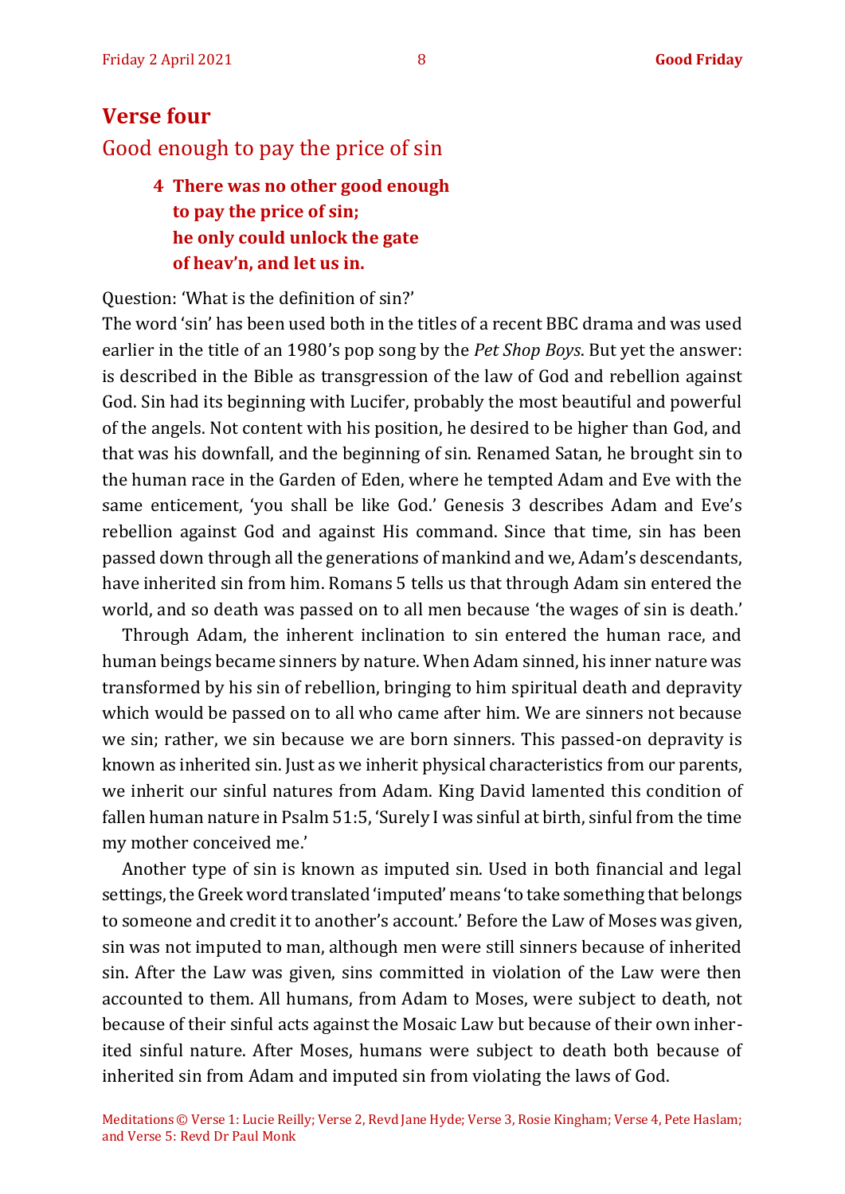## Verse four

### Good enough to pay the price of sin

> **4 There was no other good enough**
> **to pay the price of sin;**
> **he only could unlock the gate**
> **of heav'n, and let us in.**

Question: 'What is the definition of sin?'

The word 'sin' has been used both in the titles of a recent BBC drama and was used earlier in the title of an 1980's pop song by the *Pet Shop Boys*. But yet the answer: is described in the Bible as transgression of the law of God and rebellion against God. Sin had its beginning with Lucifer, probably the most beautiful and powerful of the angels. Not content with his position, he desired to be higher than God, and that was his downfall, and the beginning of sin. Renamed Satan, he brought sin to the human race in the Garden of Eden, where he tempted Adam and Eve with the same enticement, 'you shall be like God.' Genesis 3 describes Adam and Eve's rebellion against God and against His command. Since that time, sin has been passed down through all the generations of mankind and we, Adam's descendants, have inherited sin from him. Romans 5 tells us that through Adam sin entered the world, and so death was passed on to all men because 'the wages of sin is death.'

Through Adam, the inherent inclination to sin entered the human race, and human beings became sinners by nature. When Adam sinned, his inner nature was transformed by his sin of rebellion, bringing to him spiritual death and depravity which would be passed on to all who came after him. We are sinners not because we sin; rather, we sin because we are born sinners. This passed-on depravity is known as inherited sin. Just as we inherit physical characteristics from our parents, we inherit our sinful natures from Adam. King David lamented this condition of fallen human nature in Psalm 51:5, 'Surely I was sinful at birth, sinful from the time my mother conceived me.'

Another type of sin is known as imputed sin. Used in both financial and legal settings, the Greek word translated 'imputed' means 'to take something that belongs to someone and credit it to another's account.' Before the Law of Moses was given, sin was not imputed to man, although men were still sinners because of inherited sin. After the Law was given, sins committed in violation of the Law were then accounted to them. All humans, from Adam to Moses, were subject to death, not because of their sinful acts against the Mosaic Law but because of their own inherited sinful nature. After Moses, humans were subject to death both because of inherited sin from Adam and imputed sin from violating the laws of God.

Meditations © Verse 1: Lucie Reilly; Verse 2, Revd Jane Hyde; Verse 3, Rosie Kingham; Verse 4, Pete Haslam; and Verse 5: Revd Dr Paul Monk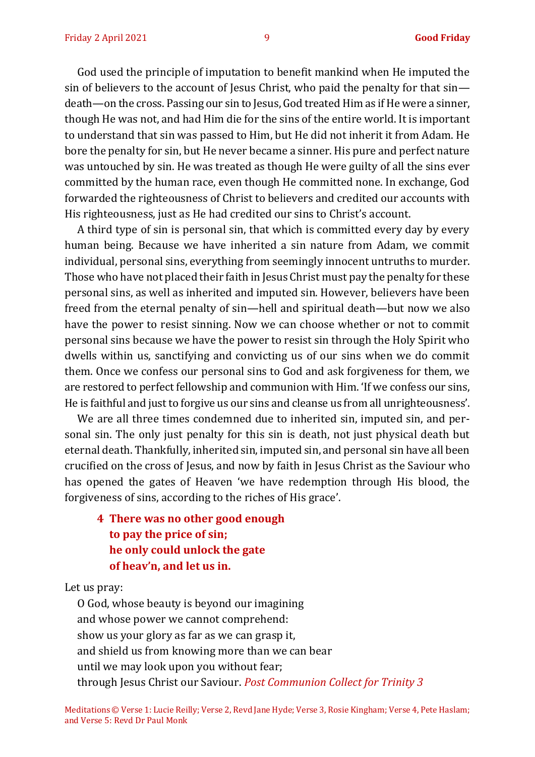God used the principle of imputation to benefit mankind when He imputed the sin of believers to the account of Jesus Christ, who paid the penalty for that sin—death—on the cross. Passing our sin to Jesus, God treated Him as if He were a sinner, though He was not, and had Him die for the sins of the entire world. It is important to understand that sin was passed to Him, but He did not inherit it from Adam. He bore the penalty for sin, but He never became a sinner. His pure and perfect nature was untouched by sin. He was treated as though He were guilty of all the sins ever committed by the human race, even though He committed none. In exchange, God forwarded the righteousness of Christ to believers and credited our accounts with His righteousness, just as He had credited our sins to Christ's account.

A third type of sin is personal sin, that which is committed every day by every human being. Because we have inherited a sin nature from Adam, we commit individual, personal sins, everything from seemingly innocent untruths to murder. Those who have not placed their faith in Jesus Christ must pay the penalty for these personal sins, as well as inherited and imputed sin. However, believers have been freed from the eternal penalty of sin—hell and spiritual death—but now we also have the power to resist sinning. Now we can choose whether or not to commit personal sins because we have the power to resist sin through the Holy Spirit who dwells within us, sanctifying and convicting us of our sins when we do commit them. Once we confess our personal sins to God and ask forgiveness for them, we are restored to perfect fellowship and communion with Him. 'If we confess our sins, He is faithful and just to forgive us our sins and cleanse us from all unrighteousness'.

We are all three times condemned due to inherited sin, imputed sin, and personal sin. The only just penalty for this sin is death, not just physical death but eternal death. Thankfully, inherited sin, imputed sin, and personal sin have all been crucified on the cross of Jesus, and now by faith in Jesus Christ as the Saviour who has opened the gates of Heaven 'we have redemption through His blood, the forgiveness of sins, according to the riches of His grace'.

**4 There was no other good enough**
**to pay the price of sin;**
**he only could unlock the gate**
**of heav'n, and let us in.**

Let us pray:

O God, whose beauty is beyond our imagining
and whose power we cannot comprehend:
show us your glory as far as we can grasp it,
and shield us from knowing more than we can bear
until we may look upon you without fear;
through Jesus Christ our Saviour. *Post Communion Collect for Trinity 3*

Meditations © Verse 1: Lucie Reilly; Verse 2, Revd Jane Hyde; Verse 3, Rosie Kingham; Verse 4, Pete Haslam; and Verse 5: Revd Dr Paul Monk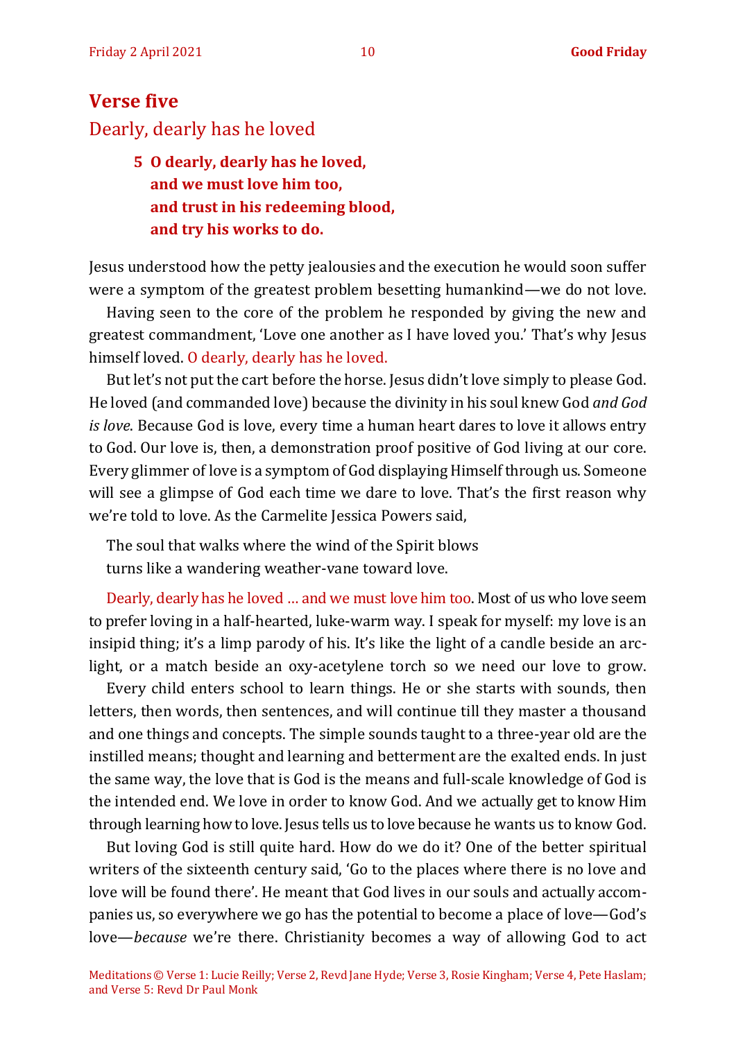## Verse five

### Dearly, dearly has he loved

> **5 O dearly, dearly has he loved,**
> **and we must love him too,**
> **and trust in his redeeming blood,**
> **and try his works to do.**

Jesus understood how the petty jealousies and the execution he would soon suffer were a symptom of the greatest problem besetting humankind—we do not love.

Having seen to the core of the problem he responded by giving the new and greatest commandment, 'Love one another as I have loved you.' That's why Jesus himself loved. O dearly, dearly has he loved.

But let's not put the cart before the horse. Jesus didn't love simply to please God. He loved (and commanded love) because the divinity in his soul knew God *and God is love*. Because God is love, every time a human heart dares to love it allows entry to God. Our love is, then, a demonstration proof positive of God living at our core. Every glimmer of love is a symptom of God displaying Himself through us. Someone will see a glimpse of God each time we dare to love. That's the first reason why we're told to love. As the Carmelite Jessica Powers said,

> The soul that walks where the wind of the Spirit blows
> turns like a wandering weather-vane toward love.

Dearly, dearly has he loved … and we must love him too. Most of us who love seem to prefer loving in a half-hearted, luke-warm way. I speak for myself: my love is an insipid thing; it's a limp parody of his. It's like the light of a candle beside an arc-light, or a match beside an oxy-acetylene torch so we need our love to grow.

Every child enters school to learn things. He or she starts with sounds, then letters, then words, then sentences, and will continue till they master a thousand and one things and concepts. The simple sounds taught to a three-year old are the instilled means; thought and learning and betterment are the exalted ends. In just the same way, the love that is God is the means and full-scale knowledge of God is the intended end. We love in order to know God. And we actually get to know Him through learning how to love. Jesus tells us to love because he wants us to know God.

But loving God is still quite hard. How do we do it? One of the better spiritual writers of the sixteenth century said, 'Go to the places where there is no love and love will be found there'. He meant that God lives in our souls and actually accompanies us, so everywhere we go has the potential to become a place of love—God's love—*because* we're there. Christianity becomes a way of allowing God to act

Meditations © Verse 1: Lucie Reilly; Verse 2, Revd Jane Hyde; Verse 3, Rosie Kingham; Verse 4, Pete Haslam; and Verse 5: Revd Dr Paul Monk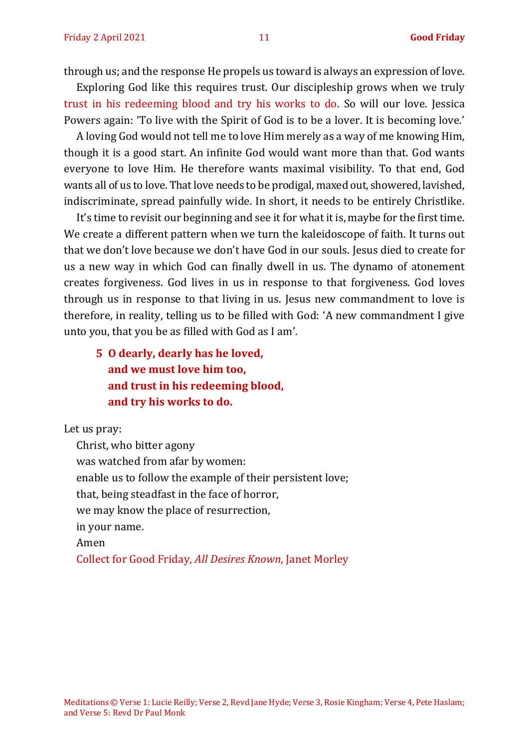through us; and the response He propels us toward is always an expression of love.

Exploring God like this requires trust. Our discipleship grows when we truly trust in his redeeming blood and try his works to do. So will our love. Jessica Powers again: 'To live with the Spirit of God is to be a lover. It is becoming love.'

A loving God would not tell me to love Him merely as a way of me knowing Him, though it is a good start. An infinite God would want more than that. God wants everyone to love Him. He therefore wants maximal visibility. To that end, God wants all of us to love. That love needs to be prodigal, maxed out, showered, lavished, indiscriminate, spread painfully wide. In short, it needs to be entirely Christlike.

It's time to revisit our beginning and see it for what it is, maybe for the first time. We create a different pattern when we turn the kaleidoscope of faith. It turns out that we don't love because we don't have God in our souls. Jesus died to create for us a new way in which God can finally dwell in us. The dynamo of atonement creates forgiveness. God lives in us in response to that forgiveness. God loves through us in response to that living in us. Jesus new commandment to love is therefore, in reality, telling us to be filled with God: 'A new commandment I give unto you, that you be as filled with God as I am'.

**5 O dearly, dearly has he loved,**
**and we must love him too,**
**and trust in his redeeming blood,**
**and try his works to do.**

Let us pray:

Christ, who bitter agony
was watched from afar by women:
enable us to follow the example of their persistent love;
that, being steadfast in the face of horror,
we may know the place of resurrection,
in your name.
Amen

Collect for Good Friday, *All Desires Known*, Janet Morley

Meditations © Verse 1: Lucie Reilly; Verse 2, Revd Jane Hyde; Verse 3, Rosie Kingham; Verse 4, Pete Haslam; and Verse 5: Revd Dr Paul Monk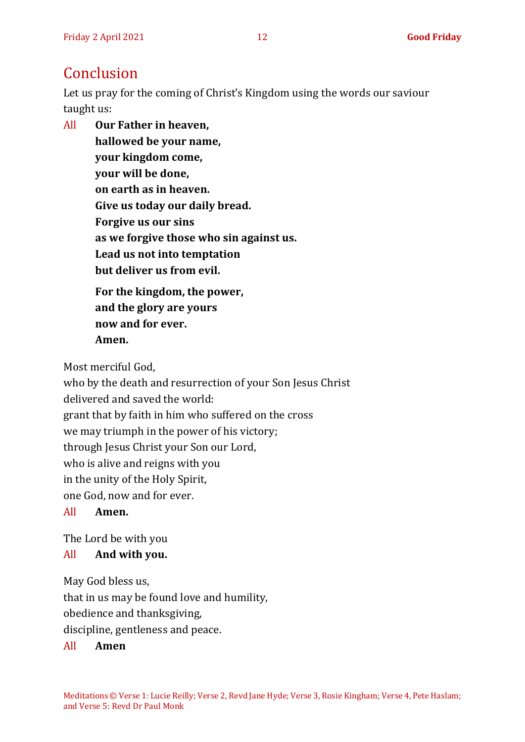## Conclusion

Let us pray for the coming of Christ's Kingdom using the words our saviour taught us:

All **Our Father in heaven,**
**hallowed be your name,**
**your kingdom come,**
**your will be done,**
**on earth as in heaven.**
**Give us today our daily bread.**
**Forgive us our sins**
**as we forgive those who sin against us.**
**Lead us not into temptation**
**but deliver us from evil.**

**For the kingdom, the power,**
**and the glory are yours**
**now and for ever.**
**Amen.**

Most merciful God,
who by the death and resurrection of your Son Jesus Christ
delivered and saved the world:
grant that by faith in him who suffered on the cross
we may triumph in the power of his victory;
through Jesus Christ your Son our Lord,
who is alive and reigns with you
in the unity of the Holy Spirit,
one God, now and for ever.

All **Amen.**

The Lord be with you

All **And with you.**

May God bless us,
that in us may be found love and humility,
obedience and thanksgiving,
discipline, gentleness and peace.

All **Amen**

Meditations © Verse 1: Lucie Reilly; Verse 2, Revd Jane Hyde; Verse 3, Rosie Kingham; Verse 4, Pete Haslam; and Verse 5: Revd Dr Paul Monk